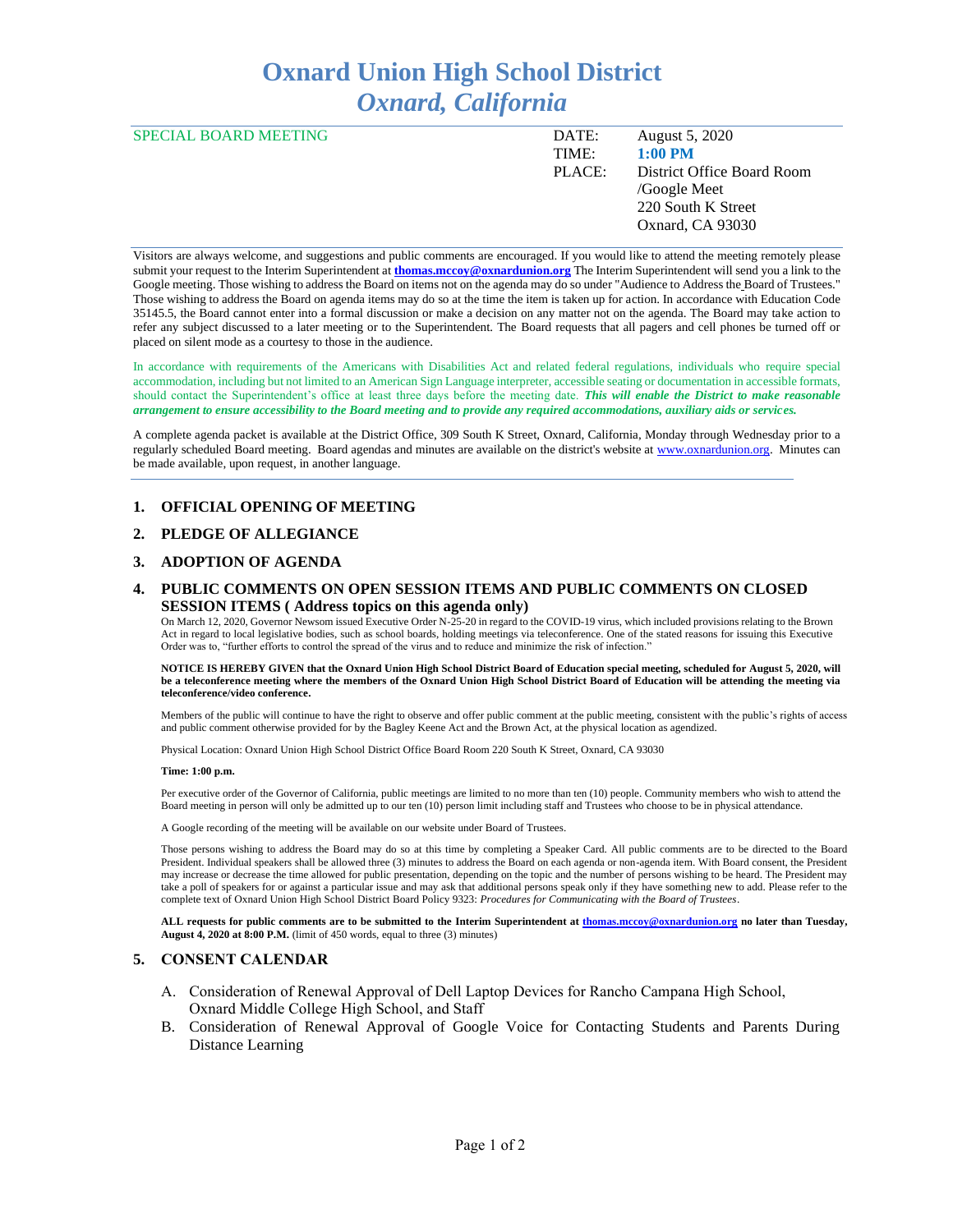# Oxnard Union High School District
## *Oxnard, California*

SPECIAL BOARD MEETING

| | |
|---|---|
| DATE: | August 5, 2020 |
| TIME: | **1:00 PM** |
| PLACE: | District Office Board Room /Google Meet<br>220 South K Street<br>Oxnard, CA 93030 |

Visitors are always welcome, and suggestions and public comments are encouraged. If you would like to attend the meeting remotely please submit your request to the Interim Superintendent at **thomas.mccoy@oxnardunion.org** The Interim Superintendent will send you a link to the Google meeting. Those wishing to address the Board on items not on the agenda may do so under "Audience to Address the Board of Trustees." Those wishing to address the Board on agenda items may do so at the time the item is taken up for action. In accordance with Education Code 35145.5, the Board cannot enter into a formal discussion or make a decision on any matter not on the agenda. The Board may take action to refer any subject discussed to a later meeting or to the Superintendent. The Board requests that all pagers and cell phones be turned off or placed on silent mode as a courtesy to those in the audience.

In accordance with requirements of the Americans with Disabilities Act and related federal regulations, individuals who require special accommodation, including but not limited to an American Sign Language interpreter, accessible seating or documentation in accessible formats, should contact the Superintendent's office at least three days before the meeting date. ***This will enable the District to make reasonable arrangement to ensure accessibility to the Board meeting and to provide any required accommodations, auxiliary aids or services.***

A complete agenda packet is available at the District Office, 309 South K Street, Oxnard, California, Monday through Wednesday prior to a regularly scheduled Board meeting. Board agendas and minutes are available on the district's website at www.oxnardunion.org. Minutes can be made available, upon request, in another language.

## 1. OFFICIAL OPENING OF MEETING

## 2. PLEDGE OF ALLEGIANCE

## 3. ADOPTION OF AGENDA

## 4. PUBLIC COMMENTS ON OPEN SESSION ITEMS AND PUBLIC COMMENTS ON CLOSED SESSION ITEMS ( Address topics on this agenda only)

On March 12, 2020, Governor Newsom issued Executive Order N-25-20 in regard to the COVID-19 virus, which included provisions relating to the Brown Act in regard to local legislative bodies, such as school boards, holding meetings via teleconference. One of the stated reasons for issuing this Executive Order was to, "further efforts to control the spread of the virus and to reduce and minimize the risk of infection."

**NOTICE IS HEREBY GIVEN that the Oxnard Union High School District Board of Education special meeting, scheduled for August 5, 2020, will be a teleconference meeting where the members of the Oxnard Union High School District Board of Education will be attending the meeting via teleconference/video conference.**

Members of the public will continue to have the right to observe and offer public comment at the public meeting, consistent with the public's rights of access and public comment otherwise provided for by the Bagley Keene Act and the Brown Act, at the physical location as agendized.

Physical Location: Oxnard Union High School District Office Board Room 220 South K Street, Oxnard, CA 93030

**Time: 1:00 p.m.**

Per executive order of the Governor of California, public meetings are limited to no more than ten (10) people. Community members who wish to attend the Board meeting in person will only be admitted up to our ten (10) person limit including staff and Trustees who choose to be in physical attendance.

A Google recording of the meeting will be available on our website under Board of Trustees.

Those persons wishing to address the Board may do so at this time by completing a Speaker Card. All public comments are to be directed to the Board President. Individual speakers shall be allowed three (3) minutes to address the Board on each agenda or non-agenda item. With Board consent, the President may increase or decrease the time allowed for public presentation, depending on the topic and the number of persons wishing to be heard. The President may take a poll of speakers for or against a particular issue and may ask that additional persons speak only if they have something new to add. Please refer to the complete text of Oxnard Union High School District Board Policy 9323: *Procedures for Communicating with the Board of Trustees*.

**ALL requests for public comments are to be submitted to the Interim Superintendent at thomas.mccoy@oxnardunion.org no later than Tuesday, August 4, 2020 at 8:00 P.M.** (limit of 450 words, equal to three (3) minutes)

## 5. CONSENT CALENDAR

A. Consideration of Renewal Approval of Dell Laptop Devices for Rancho Campana High School, Oxnard Middle College High School, and Staff

B. Consideration of Renewal Approval of Google Voice for Contacting Students and Parents During Distance Learning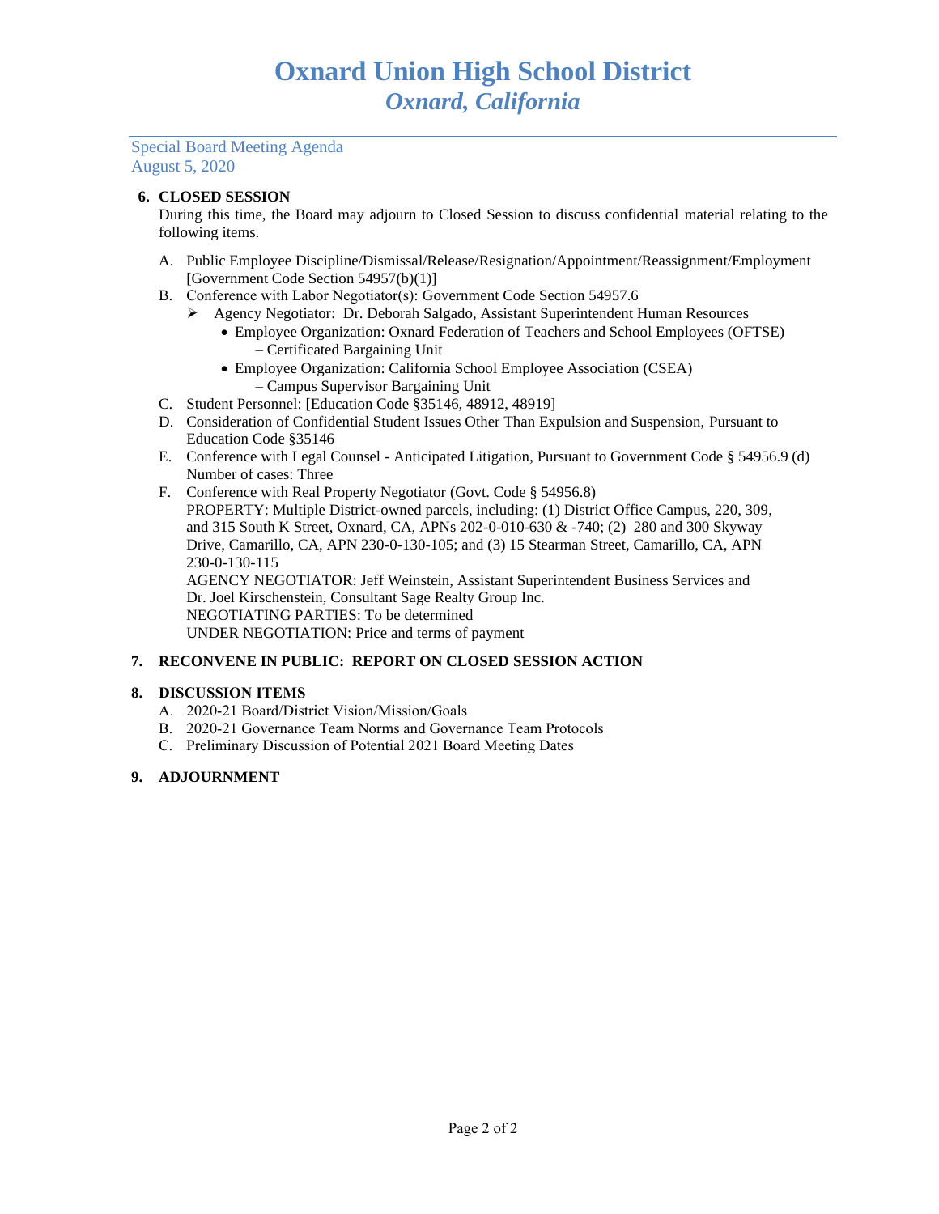# Oxnard Union High School District
## *Oxnard, California*

Special Board Meeting Agenda
August 5, 2020

**6. CLOSED SESSION**

During this time, the Board may adjourn to Closed Session to discuss confidential material relating to the following items.

A. Public Employee Discipline/Dismissal/Release/Resignation/Appointment/Reassignment/Employment [Government Code Section 54957(b)(1)]

B. Conference with Labor Negotiator(s): Government Code Section 54957.6
   - Agency Negotiator: Dr. Deborah Salgado, Assistant Superintendent Human Resources
     - Employee Organization: Oxnard Federation of Teachers and School Employees (OFTSE) – Certificated Bargaining Unit
     - Employee Organization: California School Employee Association (CSEA) – Campus Supervisor Bargaining Unit

C. Student Personnel: [Education Code §35146, 48912, 48919]

D. Consideration of Confidential Student Issues Other Than Expulsion and Suspension, Pursuant to Education Code §35146

E. Conference with Legal Counsel - Anticipated Litigation, Pursuant to Government Code § 54956.9 (d) Number of cases: Three

F. Conference with Real Property Negotiator (Govt. Code § 54956.8)
PROPERTY: Multiple District-owned parcels, including: (1) District Office Campus, 220, 309, and 315 South K Street, Oxnard, CA, APNs 202-0-010-630 & -740; (2) 280 and 300 Skyway Drive, Camarillo, CA, APN 230-0-130-105; and (3) 15 Stearman Street, Camarillo, CA, APN 230-0-130-115
AGENCY NEGOTIATOR: Jeff Weinstein, Assistant Superintendent Business Services and Dr. Joel Kirschenstein, Consultant Sage Realty Group Inc.
NEGOTIATING PARTIES: To be determined
UNDER NEGOTIATION: Price and terms of payment

**7. RECONVENE IN PUBLIC: REPORT ON CLOSED SESSION ACTION**

**8. DISCUSSION ITEMS**

A. 2020-21 Board/District Vision/Mission/Goals

B. 2020-21 Governance Team Norms and Governance Team Protocols

C. Preliminary Discussion of Potential 2021 Board Meeting Dates

**9. ADJOURNMENT**